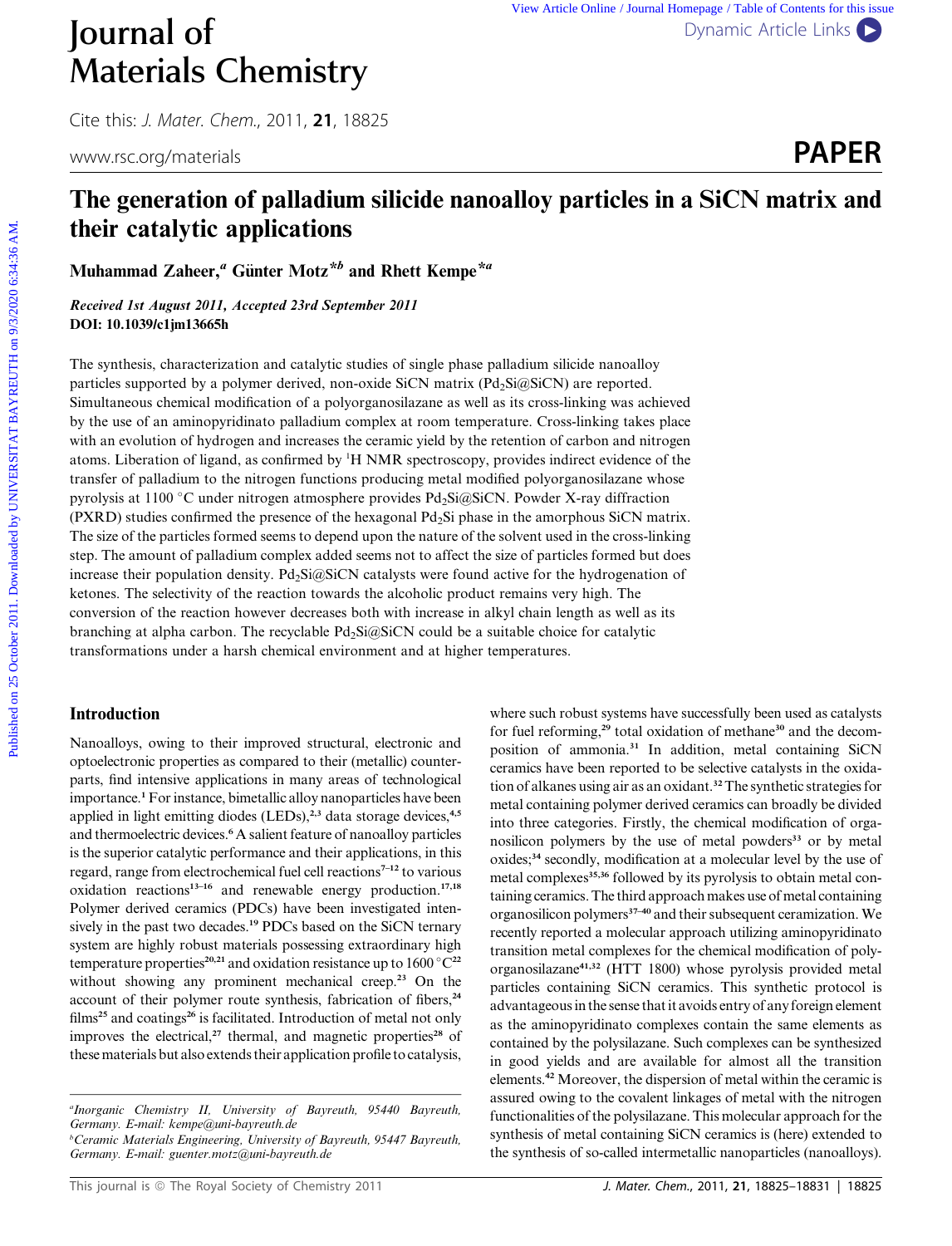# The generation of palladium silicide nanoalloy particles in a SiCN matrix and their catalytic applications

Muhammad Zaheer,[a] Günter Motz*[b] and Rhett Kempe*[a]

*Received 1st August 2011, Accepted 23rd September 2011*
**DOI: 10.1039/c1jm13665h**

The synthesis, characterization and catalytic studies of single phase palladium silicide nanoalloy particles supported by a polymer derived, non-oxide SiCN matrix ($Pd_2Si$@SiCN) are reported. Simultaneous chemical modification of a polyorganosilazane as well as its cross-linking was achieved by the use of an aminopyridinato palladium complex at room temperature. Cross-linking takes place with an evolution of hydrogen and increases the ceramic yield by the retention of carbon and nitrogen atoms. Liberation of ligand, as confirmed by $^1$H NMR spectroscopy, provides indirect evidence of the transfer of palladium to the nitrogen functions producing metal modified polyorganosilazane whose pyrolysis at 1100 °C under nitrogen atmosphere provides $Pd_2Si$@SiCN. Powder X-ray diffraction (PXRD) studies confirmed the presence of the hexagonal $Pd_2Si$ phase in the amorphous SiCN matrix. The size of the particles formed seems to depend upon the nature of the solvent used in the cross-linking step. The amount of palladium complex added seems not to affect the size of particles formed but does increase their population density. $Pd_2Si$@SiCN catalysts were found active for the hydrogenation of ketones. The selectivity of the reaction towards the alcoholic product remains very high. The conversion of the reaction however decreases both with increase in alkyl chain length as well as its branching at alpha carbon. The recyclable $Pd_2Si$@SiCN could be a suitable choice for catalytic transformations under a harsh chemical environment and at higher temperatures.

## Introduction

Nanoalloys, owing to their improved structural, electronic and optoelectronic properties as compared to their (metallic) counterparts, find intensive applications in many areas of technological importance.[1] For instance, bimetallic alloy nanoparticles have been applied in light emitting diodes (LEDs),[2,3] data storage devices,[4,5] and thermoelectric devices.[6] A salient feature of nanoalloy particles is the superior catalytic performance and their applications, in this regard, range from electrochemical fuel cell reactions[7–12] to various oxidation reactions[13–16] and renewable energy production.[17,18] Polymer derived ceramics (PDCs) have been investigated intensively in the past two decades.[19] PDCs based on the SiCN ternary system are highly robust materials possessing extraordinary high temperature properties[20,21] and oxidation resistance up to 1600 °C[22] without showing any prominent mechanical creep.[23] On the account of their polymer route synthesis, fabrication of fibers,[24] films[25] and coatings[26] is facilitated. Introduction of metal not only improves the electrical,[27] thermal, and magnetic properties[28] of these materials but also extends their application profile to catalysis, where such robust systems have successfully been used as catalysts for fuel reforming,[29] total oxidation of methane[30] and the decomposition of ammonia.[31] In addition, metal containing SiCN ceramics have been reported to be selective catalysts in the oxidation of alkanes using air as an oxidant.[32] The synthetic strategies for metal containing polymer derived ceramics can broadly be divided into three categories. Firstly, the chemical modification of organosilicon polymers by the use of metal powders[33] or by metal oxides;[34] secondly, modification at a molecular level by the use of metal complexes[35,36] followed by its pyrolysis to obtain metal containing ceramics. The third approach makes use of metal containing organosilicon polymers[37–40] and their subsequent ceramization. We recently reported a molecular approach utilizing aminopyridinato transition metal complexes for the chemical modification of polyorganosilazane[41,32] (HTT 1800) whose pyrolysis provided metal particles containing SiCN ceramics. This synthetic protocol is advantageous in the sense that it avoids entry of any foreign element as the aminopyridinato complexes contain the same elements as contained by the polysilazane. Such complexes can be synthesized in good yields and are available for almost all the transition elements.[42] Moreover, the dispersion of metal within the ceramic is assured owing to the covalent linkages of metal with the nitrogen functionalities of the polysilazane. This molecular approach for the synthesis of metal containing SiCN ceramics is (here) extended to the synthesis of so-called intermetallic nanoparticles (nanoalloys).

[a]Inorganic Chemistry II, University of Bayreuth, 95440 Bayreuth, Germany. E-mail: kempe@uni-bayreuth.de
[b]Ceramic Materials Engineering, University of Bayreuth, 95447 Bayreuth, Germany. E-mail: guenter.motz@uni-bayreuth.de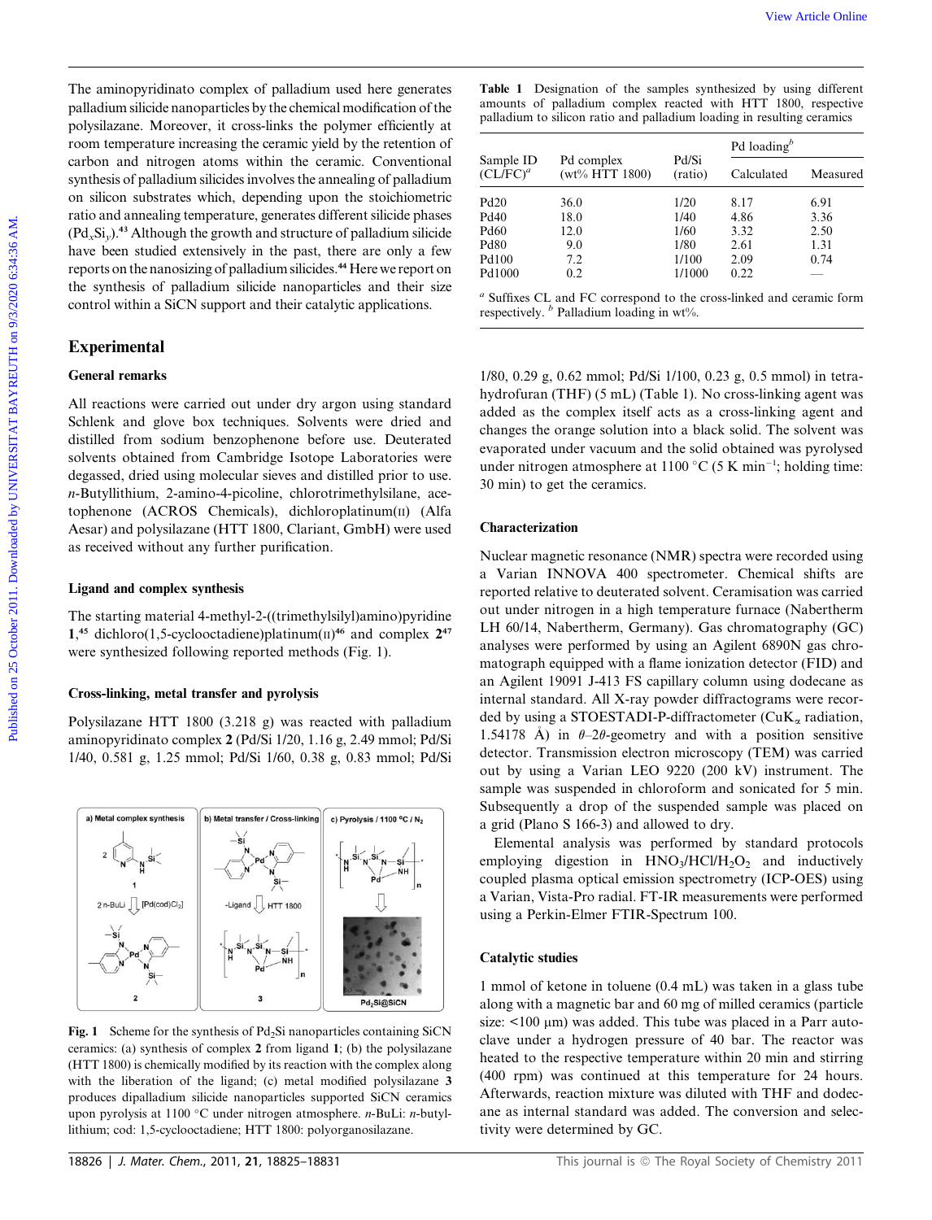The aminopyridinato complex of palladium used here generates palladium silicide nanoparticles by the chemical modification of the polysilazane. Moreover, it cross-links the polymer efficiently at room temperature increasing the ceramic yield by the retention of carbon and nitrogen atoms within the ceramic. Conventional synthesis of palladium silicides involves the annealing of palladium on silicon substrates which, depending upon the stoichiometric ratio and annealing temperature, generates different silicide phases ($Pd_xSi_y$).[43] Although the growth and structure of palladium silicide have been studied extensively in the past, there are only a few reports on the nanosizing of palladium silicides.[44] Here we report on the synthesis of palladium silicide nanoparticles and their size control within a SiCN support and their catalytic applications.

## Experimental

### General remarks

All reactions were carried out under dry argon using standard Schlenk and glove box techniques. Solvents were dried and distilled from sodium benzophenone before use. Deuterated solvents obtained from Cambridge Isotope Laboratories were degassed, dried using molecular sieves and distilled prior to use. *n*-Butyllithium, 2-amino-4-picoline, chlorotrimethylsilane, acetophenone (ACROS Chemicals), dichloroplatinum(II) (Alfa Aesar) and polysilazane (HTT 1800, Clariant, GmbH) were used as received without any further purification.

### Ligand and complex synthesis

The starting material 4-methyl-2-((trimethylsilyl)amino)pyridine **1**,[45] dichloro(1,5-cyclooctadiene)platinum(II)[46] and complex **2**[47] were synthesized following reported methods (Fig. 1).

### Cross-linking, metal transfer and pyrolysis

Polysilazane HTT 1800 (3.218 g) was reacted with palladium aminopyridinato complex **2** (Pd/Si 1/20, 1.16 g, 2.49 mmol; Pd/Si 1/40, 0.581 g, 1.25 mmol; Pd/Si 1/60, 0.38 g, 0.83 mmol; Pd/Si 1/80, 0.29 g, 0.62 mmol; Pd/Si 1/100, 0.23 g, 0.5 mmol) in tetrahydrofuran (THF) (5 mL) (Table 1). No cross-linking agent was added as the complex itself acts as a cross-linking agent and changes the orange solution into a black solid. The solvent was evaporated under vacuum and the solid obtained was pyrolysed under nitrogen atmosphere at 1100 °C (5 K $min^{-1}$; holding time: 30 min) to get the ceramics.

Fig. 1 Scheme for the synthesis of $Pd_2Si$ nanoparticles containing SiCN ceramics: (a) synthesis of complex **2** from ligand **1**; (b) the polysilazane (HTT 1800) is chemically modified by its reaction with the complex along with the liberation of the ligand; (c) metal modified polysilazane **3** produces dipalladium silicide nanoparticles supported SiCN ceramics upon pyrolysis at 1100 °C under nitrogen atmosphere. *n*-BuLi: *n*-butyllithium; cod: 1,5-cyclooctadiene; HTT 1800: polyorganosilazane.

**Table 1** Designation of the samples synthesized by using different amounts of palladium complex reacted with HTT 1800, respective palladium to silicon ratio and palladium loading in resulting ceramics

| Sample ID (CL/FC)[a] | Pd complex (wt% HTT 1800) | Pd/Si (ratio) | Pd loading[b] | |
|---|---|---|---|---|
| | | | Calculated | Measured |
| Pd20 | 36.0 | 1/20 | 8.17 | 6.91 |
| Pd40 | 18.0 | 1/40 | 4.86 | 3.36 |
| Pd60 | 12.0 | 1/60 | 3.32 | 2.50 |
| Pd80 | 9.0 | 1/80 | 2.61 | 1.31 |
| Pd100 | 7.2 | 1/100 | 2.09 | 0.74 |
| Pd1000 | 0.2 | 1/1000 | 0.22 | — |

[a] Suffixes CL and FC correspond to the cross-linked and ceramic form respectively. [b] Palladium loading in wt%.

### Characterization

Nuclear magnetic resonance (NMR) spectra were recorded using a Varian INNOVA 400 spectrometer. Chemical shifts are reported relative to deuterated solvent. Ceramisation was carried out under nitrogen in a high temperature furnace (Nabertherm LH 60/14, Nabertherm, Germany). Gas chromatography (GC) analyses were performed by using an Agilent 6890N gas chromatograph equipped with a flame ionization detector (FID) and an Agilent 19091 J-413 FS capillary column using dodecane as internal standard. All X-ray powder diffractograms were recorded by using a STOESTADI-P-diffractometer (Cu$K_\alpha$ radiation, 1.54178 Å) in $\theta$–$2\theta$-geometry and with a position sensitive detector. Transmission electron microscopy (TEM) was carried out by using a Varian LEO 9220 (200 kV) instrument. The sample was suspended in chloroform and sonicated for 5 min. Subsequently a drop of the suspended sample was placed on a grid (Plano S 166-3) and allowed to dry.

Elemental analysis was performed by standard protocols employing digestion in $HNO_3/HCl/H_2O_2$ and inductively coupled plasma optical emission spectrometry (ICP-OES) using a Varian, Vista-Pro radial. FT-IR measurements were performed using a Perkin-Elmer FTIR-Spectrum 100.

### Catalytic studies

1 mmol of ketone in toluene (0.4 mL) was taken in a glass tube along with a magnetic bar and 60 mg of milled ceramics (particle size: <100 µm) was added. This tube was placed in a Parr autoclave under a hydrogen pressure of 40 bar. The reactor was heated to the respective temperature within 20 min and stirring (400 rpm) was continued at this temperature for 24 hours. Afterwards, reaction mixture was diluted with THF and dodecane as internal standard was added. The conversion and selectivity were determined by GC.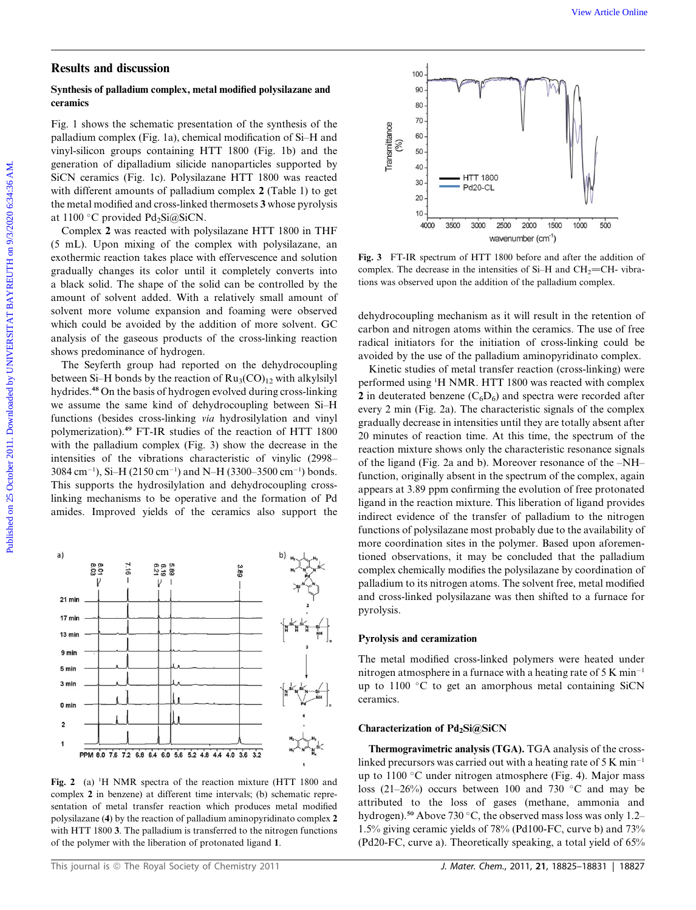## Results and discussion

### Synthesis of palladium complex, metal modified polysilazane and ceramics

Fig. 1 shows the schematic presentation of the synthesis of the palladium complex (Fig. 1a), chemical modification of Si–H and vinyl-silicon groups containing HTT 1800 (Fig. 1b) and the generation of dipalladium silicide nanoparticles supported by SiCN ceramics (Fig. 1c). Polysilazane HTT 1800 was reacted with different amounts of palladium complex **2** (Table 1) to get the metal modified and cross-linked thermosets **3** whose pyrolysis at 1100 °C provided $Pd_2Si$@SiCN.

Complex **2** was reacted with polysilazane HTT 1800 in THF (5 mL). Upon mixing of the complex with polysilazane, an exothermic reaction takes place with effervescence and solution gradually changes its color until it completely converts into a black solid. The shape of the solid can be controlled by the amount of solvent added. With a relatively small amount of solvent more volume expansion and foaming were observed which could be avoided by the addition of more solvent. GC analysis of the gaseous products of the cross-linking reaction shows predominance of hydrogen.

The Seyferth group had reported on the dehydrocoupling between Si–H bonds by the reaction of $Ru_3(CO)_{12}$ with alkylsilyl hydrides.[48] On the basis of hydrogen evolved during cross-linking we assume the same kind of dehydrocoupling between Si–H functions (besides cross-linking *via* hydrosilylation and vinyl polymerization).[49] FT-IR studies of the reaction of HTT 1800 with the palladium complex (Fig. 3) show the decrease in the intensities of the vibrations characteristic of vinylic (2998–3084 $cm^{-1}$), Si–H (2150 $cm^{-1}$) and N–H (3300–3500 $cm^{-1}$) bonds. This supports the hydrosilylation and dehydrocoupling cross-linking mechanisms to be operative and the formation of Pd amides. Improved yields of the ceramics also support the dehydrocoupling mechanism as it will result in the retention of carbon and nitrogen atoms within the ceramics. The use of free radical initiators for the initiation of cross-linking could be avoided by the use of the palladium aminopyridinato complex.

Fig. 3 FT-IR spectrum of HTT 1800 before and after the addition of complex. The decrease in the intensities of Si–H and $CH_2$=CH- vibrations was observed upon the addition of the palladium complex.

Fig. 2 (a) $^1$H NMR spectra of the reaction mixture (HTT 1800 and complex **2** in benzene) at different time intervals; (b) schematic representation of metal transfer reaction which produces metal modified polysilazane (**4**) by the reaction of palladium aminopyridinato complex **2** with HTT 1800 **3**. The palladium is transferred to the nitrogen functions of the polymer with the liberation of protonated ligand **1**.

Kinetic studies of metal transfer reaction (cross-linking) were performed using $^1$H NMR. HTT 1800 was reacted with complex **2** in deuterated benzene ($C_6D_6$) and spectra were recorded after every 2 min (Fig. 2a). The characteristic signals of the complex gradually decrease in intensities until they are totally absent after 20 minutes of reaction time. At this time, the spectrum of the reaction mixture shows only the characteristic resonance signals of the ligand (Fig. 2a and b). Moreover resonance of the –NH– function, originally absent in the spectrum of the complex, again appears at 3.89 ppm confirming the evolution of free protonated ligand in the reaction mixture. This liberation of ligand provides indirect evidence of the transfer of palladium to the nitrogen functions of polysilazane most probably due to the availability of more coordination sites in the polymer. Based upon aforementioned observations, it may be concluded that the palladium complex chemically modifies the polysilazane by coordination of palladium to its nitrogen atoms. The solvent free, metal modified and cross-linked polysilazane was then shifted to a furnace for pyrolysis.

### Pyrolysis and ceramization

The metal modified cross-linked polymers were heated under nitrogen atmosphere in a furnace with a heating rate of 5 K $min^{-1}$ up to 1100 °C to get an amorphous metal containing SiCN ceramics.

### Characterization of $Pd_2Si$@SiCN

**Thermogravimetric analysis (TGA).** TGA analysis of the cross-linked precursors was carried out with a heating rate of 5 K $min^{-1}$ up to 1100 °C under nitrogen atmosphere (Fig. 4). Major mass loss (21–26%) occurs between 100 and 730 °C and may be attributed to the loss of gases (methane, ammonia and hydrogen).[50] Above 730 °C, the observed mass loss was only 1.2–1.5% giving ceramic yields of 78% (Pd100-FC, curve b) and 73% (Pd20-FC, curve a). Theoretically speaking, a total yield of 65%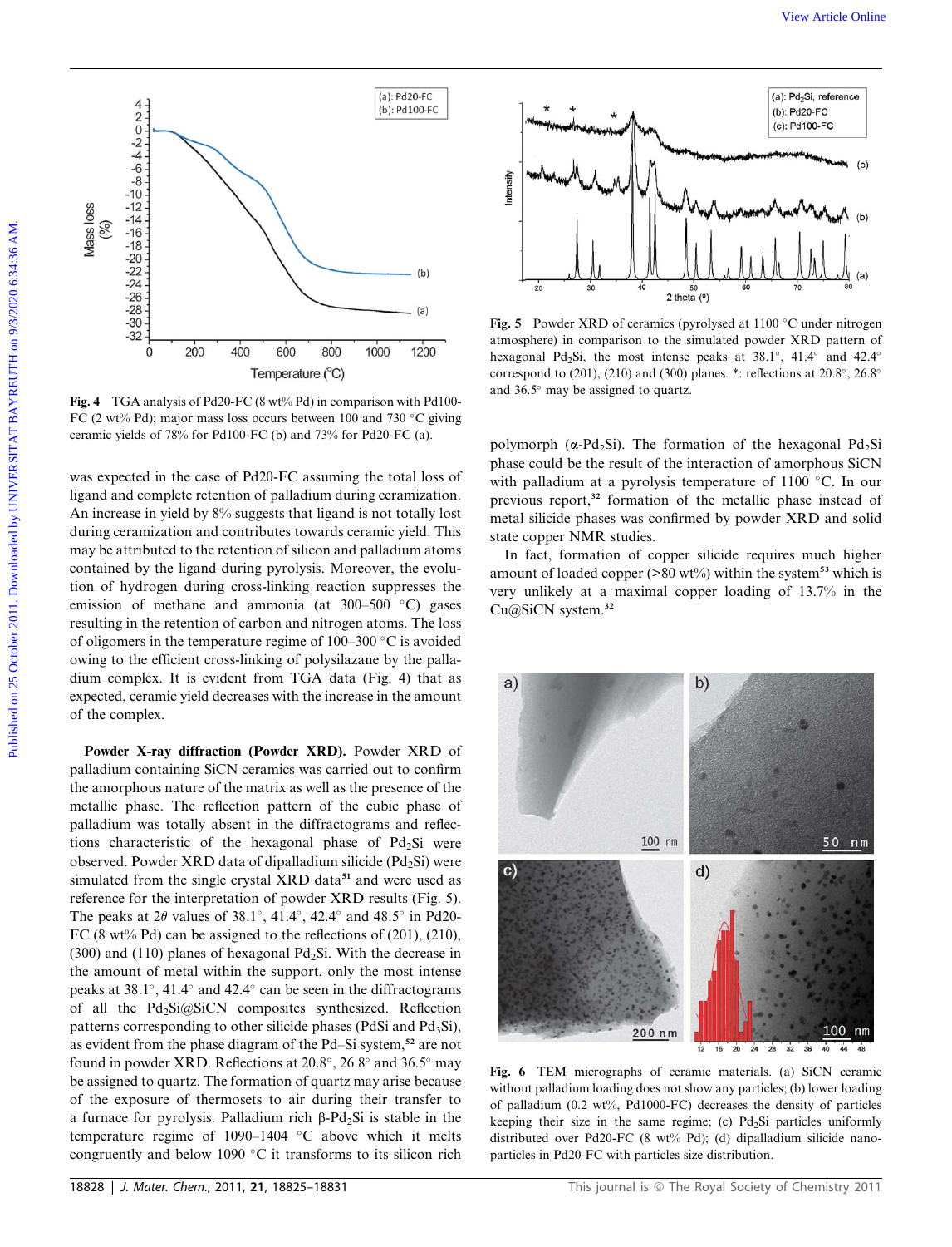Fig. 4 TGA analysis of Pd20-FC (8 wt% Pd) in comparison with Pd100-FC (2 wt% Pd); major mass loss occurs between 100 and 730 °C giving ceramic yields of 78% for Pd100-FC (b) and 73% for Pd20-FC (a).

was expected in the case of Pd20-FC assuming the total loss of ligand and complete retention of palladium during ceramization. An increase in yield by 8% suggests that ligand is not totally lost during ceramization and contributes towards ceramic yield. This may be attributed to the retention of silicon and palladium atoms contained by the ligand during pyrolysis. Moreover, the evolution of hydrogen during cross-linking reaction suppresses the emission of methane and ammonia (at 300–500 °C) gases resulting in the retention of carbon and nitrogen atoms. The loss of oligomers in the temperature regime of 100–300 °C is avoided owing to the efficient cross-linking of polysilazane by the palladium complex. It is evident from TGA data (Fig. 4) that as expected, ceramic yield decreases with the increase in the amount of the complex.

**Powder X-ray diffraction (Powder XRD).** Powder XRD of palladium containing SiCN ceramics was carried out to confirm the amorphous nature of the matrix as well as the presence of the metallic phase. The reflection pattern of the cubic phase of palladium was totally absent in the diffractograms and reflections characteristic of the hexagonal phase of $Pd_2Si$ were observed. Powder XRD data of dipalladium silicide ($Pd_2Si$) were simulated from the single crystal XRD data[51] and were used as reference for the interpretation of powder XRD results (Fig. 5). The peaks at $2\theta$ values of 38.1°, 41.4°, 42.4° and 48.5° in Pd20-FC (8 wt% Pd) can be assigned to the reflections of (201), (210), (300) and (110) planes of hexagonal $Pd_2Si$. With the decrease in the amount of metal within the support, only the most intense peaks at 38.1°, 41.4° and 42.4° can be seen in the diffractograms of all the $Pd_2Si$@SiCN composites synthesized. Reflection patterns corresponding to other silicide phases (PdSi and $Pd_3Si$), as evident from the phase diagram of the Pd–Si system,[52] are not found in powder XRD. Reflections at 20.8°, 26.8° and 36.5° may be assigned to quartz. The formation of quartz may arise because of the exposure of thermosets to air during their transfer to a furnace for pyrolysis. Palladium rich β-$Pd_2Si$ is stable in the temperature regime of 1090–1404 °C above which it melts congruently and below 1090 °C it transforms to its silicon rich polymorph (α-$Pd_2Si$). The formation of the hexagonal $Pd_2Si$ phase could be the result of the interaction of amorphous SiCN with palladium at a pyrolysis temperature of 1100 °C. In our previous report,[32] formation of the metallic phase instead of metal silicide phases was confirmed by powder XRD and solid state copper NMR studies.

In fact, formation of copper silicide requires much higher amount of loaded copper (>80 wt%) within the system[53] which is very unlikely at a maximal copper loading of 13.7% in the Cu@SiCN system.[32]

Fig. 5 Powder XRD of ceramics (pyrolysed at 1100 °C under nitrogen atmosphere) in comparison to the simulated powder XRD pattern of hexagonal $Pd_2Si$, the most intense peaks at 38.1°, 41.4° and 42.4° correspond to (201), (210) and (300) planes. *: reflections at 20.8°, 26.8° and 36.5° may be assigned to quartz.

Fig. 6 TEM micrographs of ceramic materials. (a) SiCN ceramic without palladium loading does not show any particles; (b) lower loading of palladium (0.2 wt%, Pd1000-FC) decreases the density of particles keeping their size in the same regime; (c) $Pd_2Si$ particles uniformly distributed over Pd20-FC (8 wt% Pd); (d) dipalladium silicide nanoparticles in Pd20-FC with particles size distribution.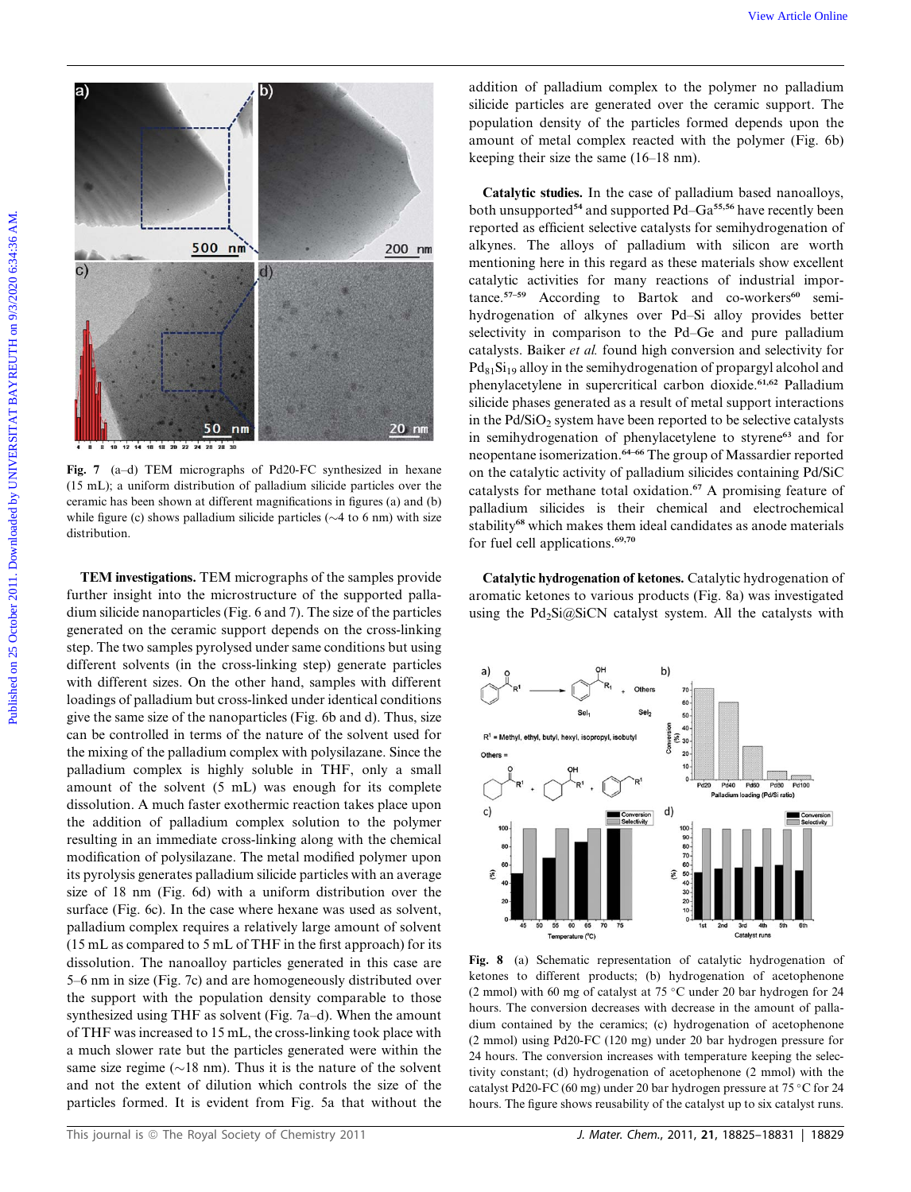Fig. 7 (a–d) TEM micrographs of Pd20-FC synthesized in hexane (15 mL); a uniform distribution of palladium silicide particles over the ceramic has been shown at different magnifications in figures (a) and (b) while figure (c) shows palladium silicide particles (~4 to 6 nm) with size distribution.

**TEM investigations.** TEM micrographs of the samples provide further insight into the microstructure of the supported palladium silicide nanoparticles (Fig. 6 and 7). The size of the particles generated on the ceramic support depends on the cross-linking step. The two samples pyrolysed under same conditions but using different solvents (in the cross-linking step) generate particles with different sizes. On the other hand, samples with different loadings of palladium but cross-linked under identical conditions give the same size of the nanoparticles (Fig. 6b and d). Thus, size can be controlled in terms of the nature of the solvent used for the mixing of the palladium complex with polysilazane. Since the palladium complex is highly soluble in THF, only a small amount of the solvent (5 mL) was enough for its complete dissolution. A much faster exothermic reaction takes place upon the addition of palladium complex solution to the polymer resulting in an immediate cross-linking along with the chemical modification of polysilazane. The metal modified polymer upon its pyrolysis generates palladium silicide particles with an average size of 18 nm (Fig. 6d) with a uniform distribution over the surface (Fig. 6c). In the case where hexane was used as solvent, palladium complex requires a relatively large amount of solvent (15 mL as compared to 5 mL of THF in the first approach) for its dissolution. The nanoalloy particles generated in this case are 5–6 nm in size (Fig. 7c) and are homogeneously distributed over the support with the population density comparable to those synthesized using THF as solvent (Fig. 7a–d). When the amount of THF was increased to 15 mL, the cross-linking took place with a much slower rate but the particles generated were within the same size regime (~18 nm). Thus it is the nature of the solvent and not the extent of dilution which controls the size of the particles formed. It is evident from Fig. 5a that without the addition of palladium complex to the polymer no palladium silicide particles are generated over the ceramic support. The population density of the particles formed depends upon the amount of metal complex reacted with the polymer (Fig. 6b) keeping their size the same (16–18 nm).

**Catalytic studies.** In the case of palladium based nanoalloys, both unsupported[54] and supported Pd–Ga[55,56] have recently been reported as efficient selective catalysts for semihydrogenation of alkynes. The alloys of palladium with silicon are worth mentioning here in this regard as these materials show excellent catalytic activities for many reactions of industrial importance.[57–59] According to Bartok and co-workers[60] semi-hydrogenation of alkynes over Pd–Si alloy provides better selectivity in comparison to the Pd–Ge and pure palladium catalysts. Baiker *et al.* found high conversion and selectivity for $Pd_{81}Si_{19}$ alloy in the semihydrogenation of propargyl alcohol and phenylacetylene in supercritical carbon dioxide.[61,62] Palladium silicide phases generated as a result of metal support interactions in the $Pd/SiO_2$ system have been reported to be selective catalysts in semihydrogenation of phenylacetylene to styrene[63] and for neopentane isomerization.[64–66] The group of Massardier reported on the catalytic activity of palladium silicides containing Pd/SiC catalysts for methane total oxidation.[67] A promising feature of palladium silicides is their chemical and electrochemical stability[68] which makes them ideal candidates as anode materials for fuel cell applications.[69,70]

**Catalytic hydrogenation of ketones.** Catalytic hydrogenation of aromatic ketones to various products (Fig. 8a) was investigated using the $Pd_2Si@SiCN$ catalyst system. All the catalysts with

Fig. 8 (a) Schematic representation of catalytic hydrogenation of ketones to different products; (b) hydrogenation of acetophenone (2 mmol) with 60 mg of catalyst at 75 °C under 20 bar hydrogen for 24 hours. The conversion decreases with decrease in the amount of palladium contained by the ceramics; (c) hydrogenation of acetophenone (2 mmol) using Pd20-FC (120 mg) under 20 bar hydrogen pressure for 24 hours. The conversion increases with temperature keeping the selectivity constant; (d) hydrogenation of acetophenone (2 mmol) with the catalyst Pd20-FC (60 mg) under 20 bar hydrogen pressure at 75 °C for 24 hours. The figure shows reusability of the catalyst up to six catalyst runs.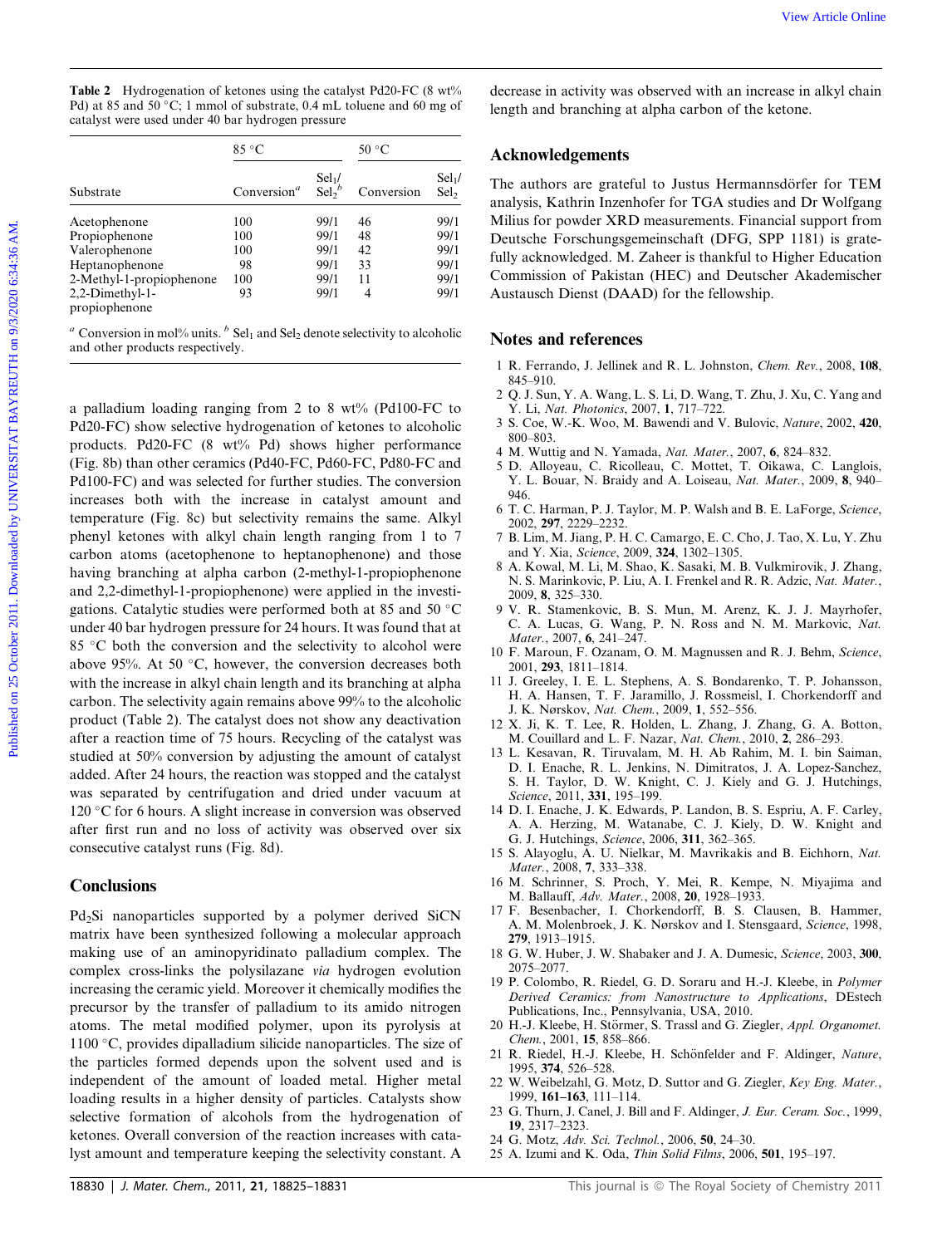**Table 2** Hydrogenation of ketones using the catalyst Pd20-FC (8 wt% Pd) at 85 and 50 °C; 1 mmol of substrate, 0.4 mL toluene and 60 mg of catalyst were used under 40 bar hydrogen pressure

| | 85 °C | | 50 °C | |
|---|---|---|---|---|
| Substrate | Conversion[a] | $Sel_1/Sel_2$[b] | Conversion | $Sel_1/Sel_2$ |
| Acetophenone | 100 | 99/1 | 46 | 99/1 |
| Propiophenone | 100 | 99/1 | 48 | 99/1 |
| Valerophenone | 100 | 99/1 | 42 | 99/1 |
| Heptanophenone | 98 | 99/1 | 33 | 99/1 |
| 2-Methyl-1-propiophenone | 100 | 99/1 | 11 | 99/1 |
| 2,2-Dimethyl-1-propiophenone | 93 | 99/1 | 4 | 99/1 |

[a] Conversion in mol% units. [b] $Sel_1$ and $Sel_2$ denote selectivity to alcoholic and other products respectively.

a palladium loading ranging from 2 to 8 wt% (Pd100-FC to Pd20-FC) show selective hydrogenation of ketones to alcoholic products. Pd20-FC (8 wt% Pd) shows higher performance (Fig. 8b) than other ceramics (Pd40-FC, Pd60-FC, Pd80-FC and Pd100-FC) and was selected for further studies. The conversion increases both with the increase in catalyst amount and temperature (Fig. 8c) but selectivity remains the same. Alkyl phenyl ketones with alkyl chain length ranging from 1 to 7 carbon atoms (acetophenone to heptanophenone) and those having branching at alpha carbon (2-methyl-1-propiophenone and 2,2-dimethyl-1-propiophenone) were applied in the investigations. Catalytic studies were performed both at 85 and 50 °C under 40 bar hydrogen pressure for 24 hours. It was found that at 85 °C both the conversion and the selectivity to alcohol were above 95%. At 50 °C, however, the conversion decreases both with the increase in alkyl chain length and its branching at alpha carbon. The selectivity again remains above 99% to the alcoholic product (Table 2). The catalyst does not show any deactivation after a reaction time of 75 hours. Recycling of the catalyst was studied at 50% conversion by adjusting the amount of catalyst added. After 24 hours, the reaction was stopped and the catalyst was separated by centrifugation and dried under vacuum at 120 °C for 6 hours. A slight increase in conversion was observed after first run and no loss of activity was observed over six consecutive catalyst runs (Fig. 8d).

## Conclusions

$Pd_2Si$ nanoparticles supported by a polymer derived SiCN matrix have been synthesized following a molecular approach making use of an aminopyridinato palladium complex. The complex cross-links the polysilazane *via* hydrogen evolution increasing the ceramic yield. Moreover it chemically modifies the precursor by the transfer of palladium to its amido nitrogen atoms. The metal modified polymer, upon its pyrolysis at 1100 °C, provides dipalladium silicide nanoparticles. The size of the particles formed depends upon the solvent used and is independent of the amount of loaded metal. Higher metal loading results in a higher density of particles. Catalysts show selective formation of alcohols from the hydrogenation of ketones. Overall conversion of the reaction increases with catalyst amount and temperature keeping the selectivity constant. A decrease in activity was observed with an increase in alkyl chain length and branching at alpha carbon of the ketone.

## Acknowledgements

The authors are grateful to Justus Hermannsdörfer for TEM analysis, Kathrin Inzenhofer for TGA studies and Dr Wolfgang Milius for powder XRD measurements. Financial support from Deutsche Forschungsgemeinschaft (DFG, SPP 1181) is gratefully acknowledged. M. Zaheer is thankful to Higher Education Commission of Pakistan (HEC) and Deutscher Akademischer Austausch Dienst (DAAD) for the fellowship.

## Notes and references

1 R. Ferrando, J. Jellinek and R. L. Johnston, *Chem. Rev.*, 2008, **108**, 845–910.
2 Q. J. Sun, Y. A. Wang, L. S. Li, D. Wang, T. Zhu, J. Xu, C. Yang and Y. Li, *Nat. Photonics*, 2007, **1**, 717–722.
3 S. Coe, W.-K. Woo, M. Bawendi and V. Bulovic, *Nature*, 2002, **420**, 800–803.
4 M. Wuttig and N. Yamada, *Nat. Mater.*, 2007, **6**, 824–832.
5 D. Alloyeau, C. Ricolleau, C. Mottet, T. Oikawa, C. Langlois, Y. L. Bouar, N. Braidy and A. Loiseau, *Nat. Mater.*, 2009, **8**, 940–946.
6 T. C. Harman, P. J. Taylor, M. P. Walsh and B. E. LaForge, *Science*, 2002, **297**, 2229–2232.
7 B. Lim, M. Jiang, P. H. C. Camargo, E. C. Cho, J. Tao, X. Lu, Y. Zhu and Y. Xia, *Science*, 2009, **324**, 1302–1305.
8 A. Kowal, M. Li, M. Shao, K. Sasaki, M. B. Vulkmirovik, J. Zhang, N. S. Marinkovic, P. Liu, A. I. Frenkel and R. R. Adzic, *Nat. Mater.*, 2009, **8**, 325–330.
9 V. R. Stamenkovic, B. S. Mun, M. Arenz, K. J. J. Mayrhofer, C. A. Lucas, G. Wang, P. N. Ross and N. M. Markovic, *Nat. Mater.*, 2007, **6**, 241–247.
10 F. Maroun, F. Ozanam, O. M. Magnussen and R. J. Behm, *Science*, 2001, **293**, 1811–1814.
11 J. Greeley, I. E. L. Stephens, A. S. Bondarenko, T. P. Johansson, H. A. Hansen, T. F. Jaramillo, J. Rossmeisl, I. Chorkendorff and J. K. Nørskov, *Nat. Chem.*, 2009, **1**, 552–556.
12 X. Ji, K. T. Lee, R. Holden, L. Zhang, J. Zhang, G. A. Botton, M. Couillard and L. F. Nazar, *Nat. Chem.*, 2010, **2**, 286–293.
13 L. Kesavan, R. Tiruvalam, M. H. Ab Rahim, M. I. bin Saiman, D. I. Enache, R. L. Jenkins, N. Dimitratos, J. A. Lopez-Sanchez, S. H. Taylor, D. W. Knight, C. J. Kiely and G. J. Hutchings, *Science*, 2011, **331**, 195–199.
14 D. I. Enache, J. K. Edwards, P. Landon, B. S. Espriu, A. F. Carley, A. A. Herzing, M. Watanabe, C. J. Kiely, D. W. Knight and G. J. Hutchings, *Science*, 2006, **311**, 362–365.
15 S. Alayoglu, A. U. Nielkar, M. Mavrikakis and B. Eichhorn, *Nat. Mater.*, 2008, **7**, 333–338.
16 M. Schrinner, S. Proch, Y. Mei, R. Kempe, N. Miyajima and M. Ballauff, *Adv. Mater.*, 2008, **20**, 1928–1933.
17 F. Besenbacher, I. Chorkendorff, B. S. Clausen, B. Hammer, A. M. Molenbroek, J. K. Nørskov and I. Stensgaard, *Science*, 1998, **279**, 1913–1915.
18 G. W. Huber, J. W. Shabaker and J. A. Dumesic, *Science*, 2003, **300**, 2075–2077.
19 P. Colombo, R. Riedel, G. D. Soraru and H.-J. Kleebe, in *Polymer Derived Ceramics: from Nanostructure to Applications*, DEstech Publications, Inc., Pennsylvania, USA, 2010.
20 H.-J. Kleebe, H. Störmer, S. Trassl and G. Ziegler, *Appl. Organomet. Chem.*, 2001, **15**, 858–866.
21 R. Riedel, H.-J. Kleebe, H. Schönfelder and F. Aldinger, *Nature*, 1995, **374**, 526–528.
22 W. Weibelzahl, G. Motz, D. Suttor and G. Ziegler, *Key Eng. Mater.*, 1999, **161–163**, 111–114.
23 G. Thurn, J. Canel, J. Bill and F. Aldinger, *J. Eur. Ceram. Soc.*, 1999, **19**, 2317–2323.
24 G. Motz, *Adv. Sci. Technol.*, 2006, **50**, 24–30.
25 A. Izumi and K. Oda, *Thin Solid Films*, 2006, **501**, 195–197.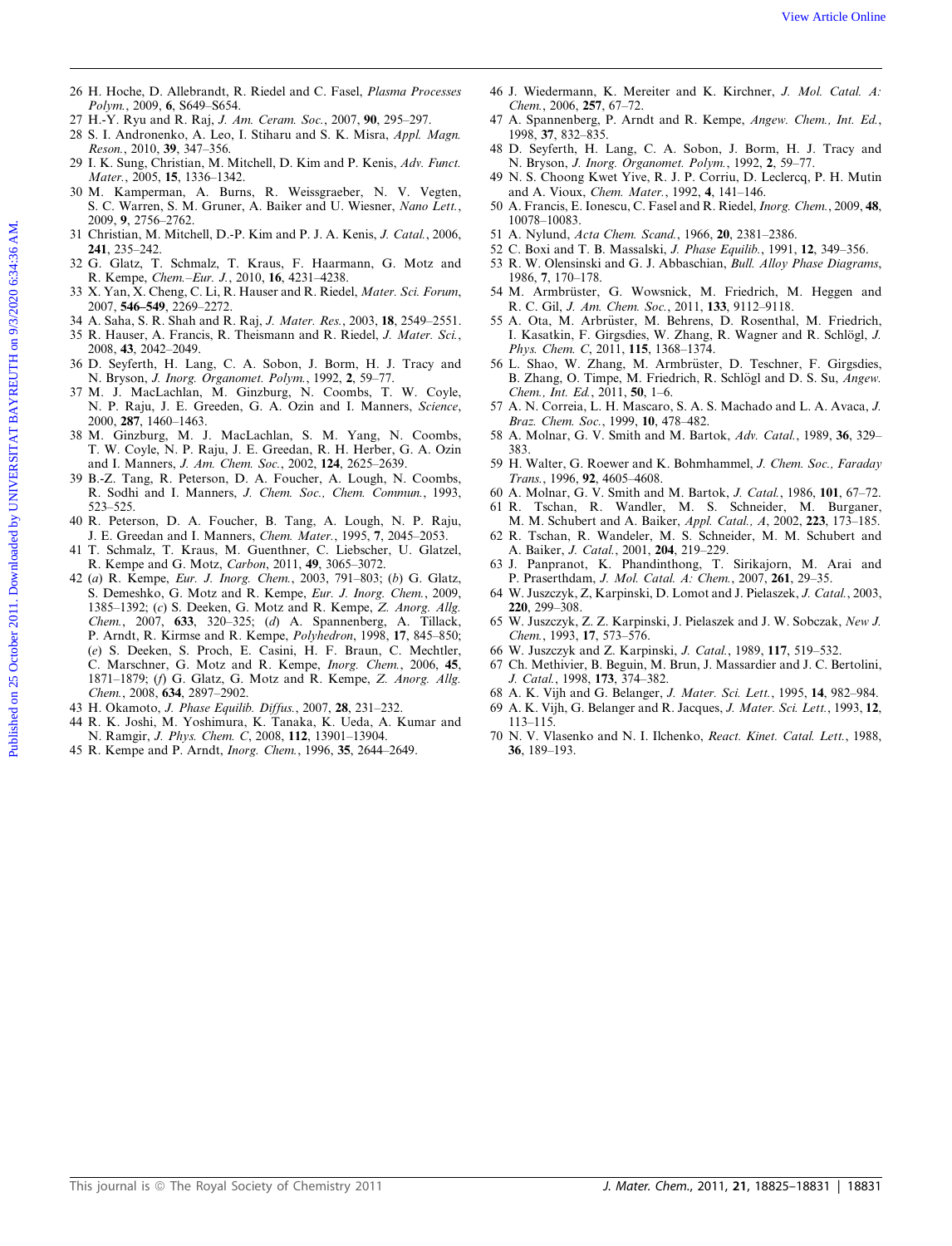26 H. Hoche, D. Allebrandt, R. Riedel and C. Fasel, *Plasma Processes Polym.*, 2009, **6**, S649–S654.
27 H.-Y. Ryu and R. Raj, *J. Am. Ceram. Soc.*, 2007, **90**, 295–297.
28 S. I. Andronenko, A. Leo, I. Stiharu and S. K. Misra, *Appl. Magn. Reson.*, 2010, **39**, 347–356.
29 I. K. Sung, Christian, M. Mitchell, D. Kim and P. Kenis, *Adv. Funct. Mater.*, 2005, **15**, 1336–1342.
30 M. Kamperman, A. Burns, R. Weissgraeber, N. V. Vegten, S. C. Warren, S. M. Gruner, A. Baiker and U. Wiesner, *Nano Lett.*, 2009, **9**, 2756–2762.
31 Christian, M. Mitchell, D.-P. Kim and P. J. A. Kenis, *J. Catal.*, 2006, **241**, 235–242.
32 G. Glatz, T. Schmalz, T. Kraus, F. Haarmann, G. Motz and R. Kempe, *Chem.–Eur. J.*, 2010, **16**, 4231–4238.
33 X. Yan, X. Cheng, C. Li, R. Hauser and R. Riedel, *Mater. Sci. Forum*, 2007, **546–549**, 2269–2272.
34 A. Saha, S. R. Shah and R. Raj, *J. Mater. Res.*, 2003, **18**, 2549–2551.
35 R. Hauser, A. Francis, R. Theismann and R. Riedel, *J. Mater. Sci.*, 2008, **43**, 2042–2049.
36 D. Seyferth, H. Lang, C. A. Sobon, J. Borm, H. J. Tracy and N. Bryson, *J. Inorg. Organomet. Polym.*, 1992, **2**, 59–77.
37 M. J. MacLachlan, M. Ginzburg, N. Coombs, T. W. Coyle, N. P. Raju, J. E. Greeden, G. A. Ozin and I. Manners, *Science*, 2000, **287**, 1460–1463.
38 M. Ginzburg, M. J. MacLachlan, S. M. Yang, N. Coombs, T. W. Coyle, N. P. Raju, J. E. Greedan, R. H. Herber, G. A. Ozin and I. Manners, *J. Am. Chem. Soc.*, 2002, **124**, 2625–2639.
39 B.-Z. Tang, R. Peterson, D. A. Foucher, A. Lough, N. Coombs, R. Sodhi and I. Manners, *J. Chem. Soc., Chem. Commun.*, 1993, 523–525.
40 R. Peterson, D. A. Foucher, B. Tang, A. Lough, N. P. Raju, J. E. Greedan and I. Manners, *Chem. Mater.*, 1995, **7**, 2045–2053.
41 T. Schmalz, T. Kraus, M. Guenthner, C. Liebscher, U. Glatzel, R. Kempe and G. Motz, *Carbon*, 2011, **49**, 3065–3072.
42 (*a*) R. Kempe, *Eur. J. Inorg. Chem.*, 2003, 791–803; (*b*) G. Glatz, S. Demeshko, G. Motz and R. Kempe, *Eur. J. Inorg. Chem.*, 2009, 1385–1392; (*c*) S. Deeken, G. Motz and R. Kempe, *Z. Anorg. Allg. Chem.*, 2007, **633**, 320–325; (*d*) A. Spannenberg, A. Tillack, P. Arndt, R. Kirmse and R. Kempe, *Polyhedron*, 1998, **17**, 845–850; (*e*) S. Deeken, S. Proch, E. Casini, H. F. Braun, C. Mechtler, C. Marschner, G. Motz and R. Kempe, *Inorg. Chem.*, 2006, **45**, 1871–1879; (*f*) G. Glatz, G. Motz and R. Kempe, *Z. Anorg. Allg. Chem.*, 2008, **634**, 2897–2902.
43 H. Okamoto, *J. Phase Equilib. Diffus.*, 2007, **28**, 231–232.
44 R. K. Joshi, M. Yoshimura, K. Tanaka, K. Ueda, A. Kumar and N. Ramgir, *J. Phys. Chem. C*, 2008, **112**, 13901–13904.
45 R. Kempe and P. Arndt, *Inorg. Chem.*, 1996, **35**, 2644–2649.
46 J. Wiedermann, K. Mereiter and K. Kirchner, *J. Mol. Catal. A: Chem.*, 2006, **257**, 67–72.
47 A. Spannenberg, P. Arndt and R. Kempe, *Angew. Chem., Int. Ed.*, 1998, **37**, 832–835.
48 D. Seyferth, H. Lang, C. A. Sobon, J. Borm, H. J. Tracy and N. Bryson, *J. Inorg. Organomet. Polym.*, 1992, **2**, 59–77.
49 N. S. Choong Kwet Yive, R. J. P. Corriu, D. Leclercq, P. H. Mutin and A. Vioux, *Chem. Mater.*, 1992, **4**, 141–146.
50 A. Francis, E. Ionescu, C. Fasel and R. Riedel, *Inorg. Chem.*, 2009, **48**, 10078–10083.
51 A. Nylund, *Acta Chem. Scand.*, 1966, **20**, 2381–2386.
52 C. Boxi and T. B. Massalski, *J. Phase Equilib.*, 1991, **12**, 349–356.
53 R. W. Olensinski and G. J. Abbaschian, *Bull. Alloy Phase Diagrams*, 1986, **7**, 170–178.
54 M. Armbrüster, G. Wowsnick, M. Friedrich, M. Heggen and R. C. Gil, *J. Am. Chem. Soc.*, 2011, **133**, 9112–9118.
55 A. Ota, M. Arbrüster, M. Behrens, D. Rosenthal, M. Friedrich, I. Kasatkin, F. Girgsdies, W. Zhang, R. Wagner and R. Schlögl, *J. Phys. Chem. C*, 2011, **115**, 1368–1374.
56 L. Shao, W. Zhang, M. Armbrüster, D. Teschner, F. Girgsdies, B. Zhang, O. Timpe, M. Friedrich, R. Schlögl and D. S. Su, *Angew. Chem., Int. Ed.*, 2011, **50**, 1–6.
57 A. N. Correia, L. H. Mascaro, S. A. S. Machado and L. A. Avaca, *J. Braz. Chem. Soc.*, 1999, **10**, 478–482.
58 A. Molnar, G. V. Smith and M. Bartok, *Adv. Catal.*, 1989, **36**, 329–383.
59 H. Walter, G. Roewer and K. Bohmhammel, *J. Chem. Soc., Faraday Trans.*, 1996, **92**, 4605–4608.
60 A. Molnar, G. V. Smith and M. Bartok, *J. Catal.*, 1986, **101**, 67–72.
61 R. Tschan, R. Wandler, M. S. Schneider, M. Burganer, M. M. Schubert and A. Baiker, *Appl. Catal., A*, 2002, **223**, 173–185.
62 R. Tschan, R. Wandeler, M. S. Schneider, M. M. Schubert and A. Baiker, *J. Catal.*, 2001, **204**, 219–229.
63 J. Panpranot, K. Phandinthong, T. Sirikajorn, M. Arai and P. Praserthdam, *J. Mol. Catal. A: Chem.*, 2007, **261**, 29–35.
64 W. Juszczyk, Z, Karpinski, D. Lomot and J. Pielaszek, *J. Catal.*, 2003, **220**, 299–308.
65 W. Juszczyk, Z. Z. Karpinski, J. Pielaszek and J. W. Sobczak, *New J. Chem.*, 1993, **17**, 573–576.
66 W. Juszczyk and Z. Karpinski, *J. Catal.*, 1989, **117**, 519–532.
67 Ch. Methivier, B. Beguin, M. Brun, J. Massardier and J. C. Bertolini, *J. Catal.*, 1998, **173**, 374–382.
68 A. K. Vijh and G. Belanger, *J. Mater. Sci. Lett.*, 1995, **14**, 982–984.
69 A. K. Vijh, G. Belanger and R. Jacques, *J. Mater. Sci. Lett.*, 1993, **12**, 113–115.
70 N. V. Vlasenko and N. I. Ilchenko, *React. Kinet. Catal. Lett.*, 1988, **36**, 189–193.